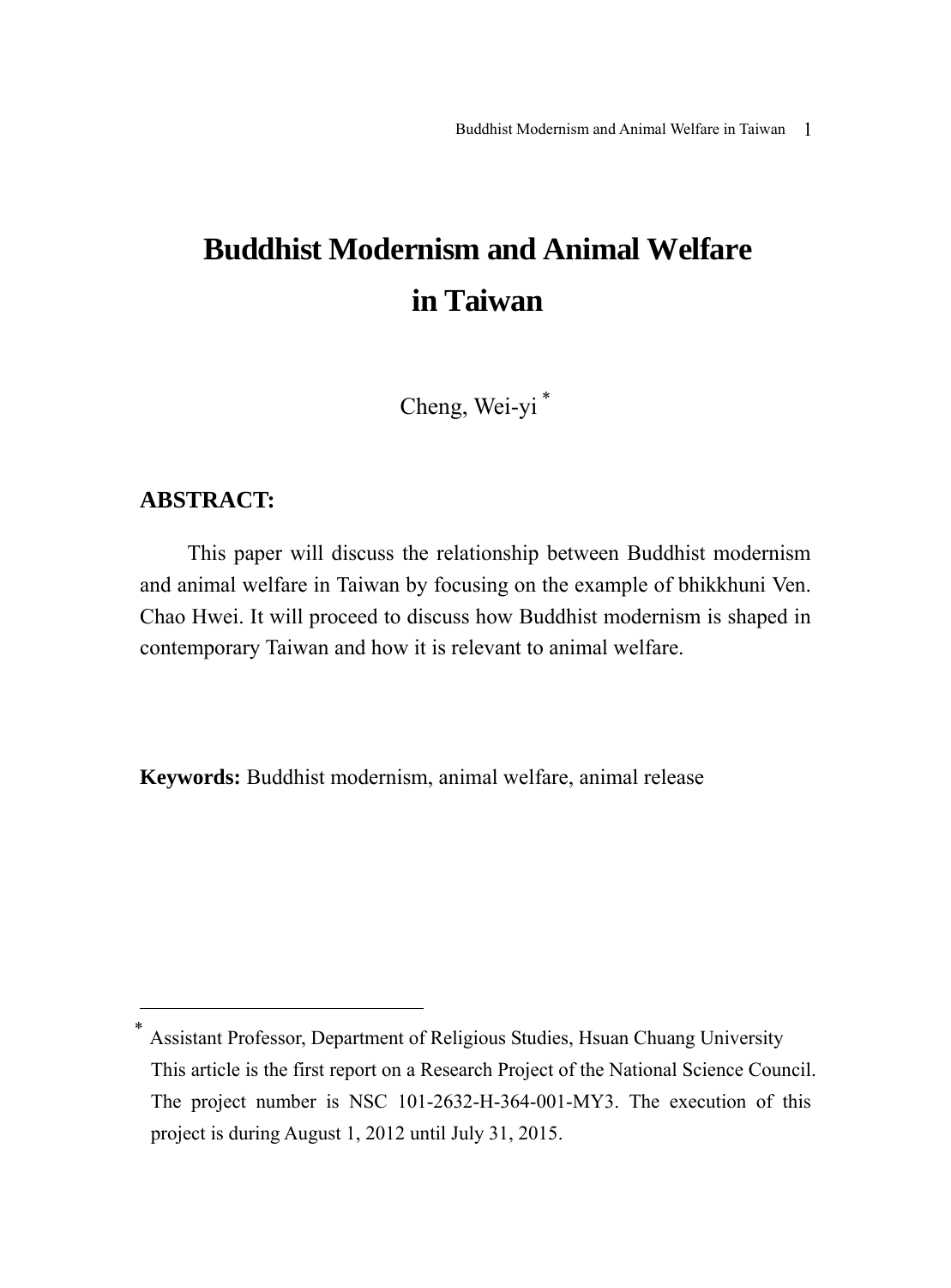# Buddhist Modernism and Animal Welfare in Taiwan

Cheng, Wei-yi [*]

## ABSTRACT:

This paper will discuss the relationship between Buddhist modernism and animal welfare in Taiwan by focusing on the example of bhikkhuni Ven. Chao Hwei. It will proceed to discuss how Buddhist modernism is shaped in contemporary Taiwan and how it is relevant to animal welfare.

**Keywords:** Buddhist modernism, animal welfare, animal release

---

[*] Assistant Professor, Department of Religious Studies, Hsuan Chuang University
This article is the first report on a Research Project of the National Science Council. The project number is NSC 101-2632-H-364-001-MY3. The execution of this project is during August 1, 2012 until July 31, 2015.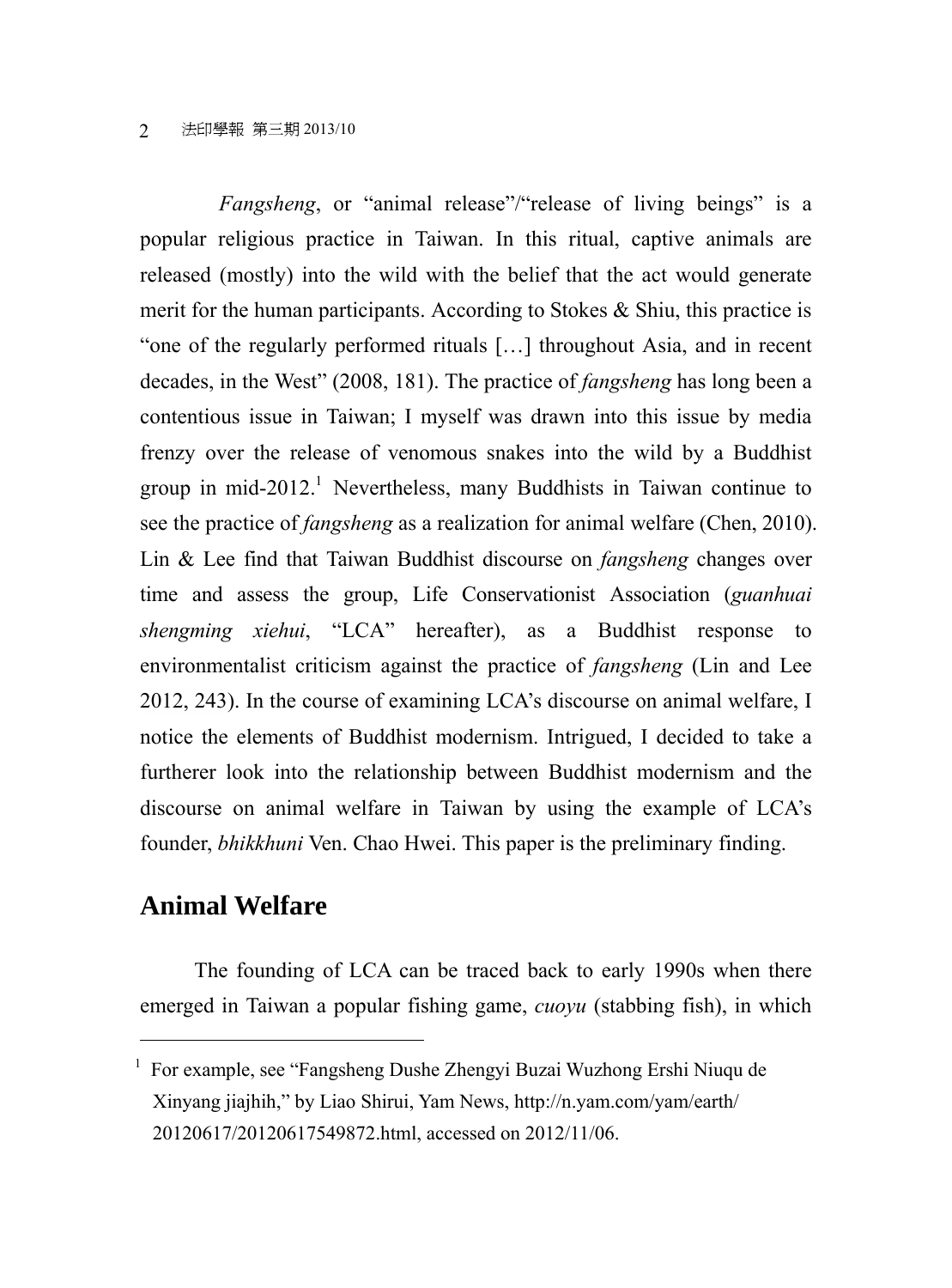*Fangsheng*, or "animal release"/"release of living beings" is a popular religious practice in Taiwan. In this ritual, captive animals are released (mostly) into the wild with the belief that the act would generate merit for the human participants. According to Stokes & Shiu, this practice is "one of the regularly performed rituals […] throughout Asia, and in recent decades, in the West" (2008, 181). The practice of *fangsheng* has long been a contentious issue in Taiwan; I myself was drawn into this issue by media frenzy over the release of venomous snakes into the wild by a Buddhist group in mid-2012.[1] Nevertheless, many Buddhists in Taiwan continue to see the practice of *fangsheng* as a realization for animal welfare (Chen, 2010). Lin & Lee find that Taiwan Buddhist discourse on *fangsheng* changes over time and assess the group, Life Conservationist Association (*guanhuai shengming xiehui*, "LCA" hereafter), as a Buddhist response to environmentalist criticism against the practice of *fangsheng* (Lin and Lee 2012, 243). In the course of examining LCA's discourse on animal welfare, I notice the elements of Buddhist modernism. Intrigued, I decided to take a furtherer look into the relationship between Buddhist modernism and the discourse on animal welfare in Taiwan by using the example of LCA's founder, *bhikkhuni* Ven. Chao Hwei. This paper is the preliminary finding.

## Animal Welfare

The founding of LCA can be traced back to early 1990s when there emerged in Taiwan a popular fishing game, *cuoyu* (stabbing fish), in which

---

[1] For example, see "Fangsheng Dushe Zhengyi Buzai Wuzhong Ershi Niuqu de Xinyang jiajhih," by Liao Shirui, Yam News, http://n.yam.com/yam/earth/20120617/20120617549872.html, accessed on 2012/11/06.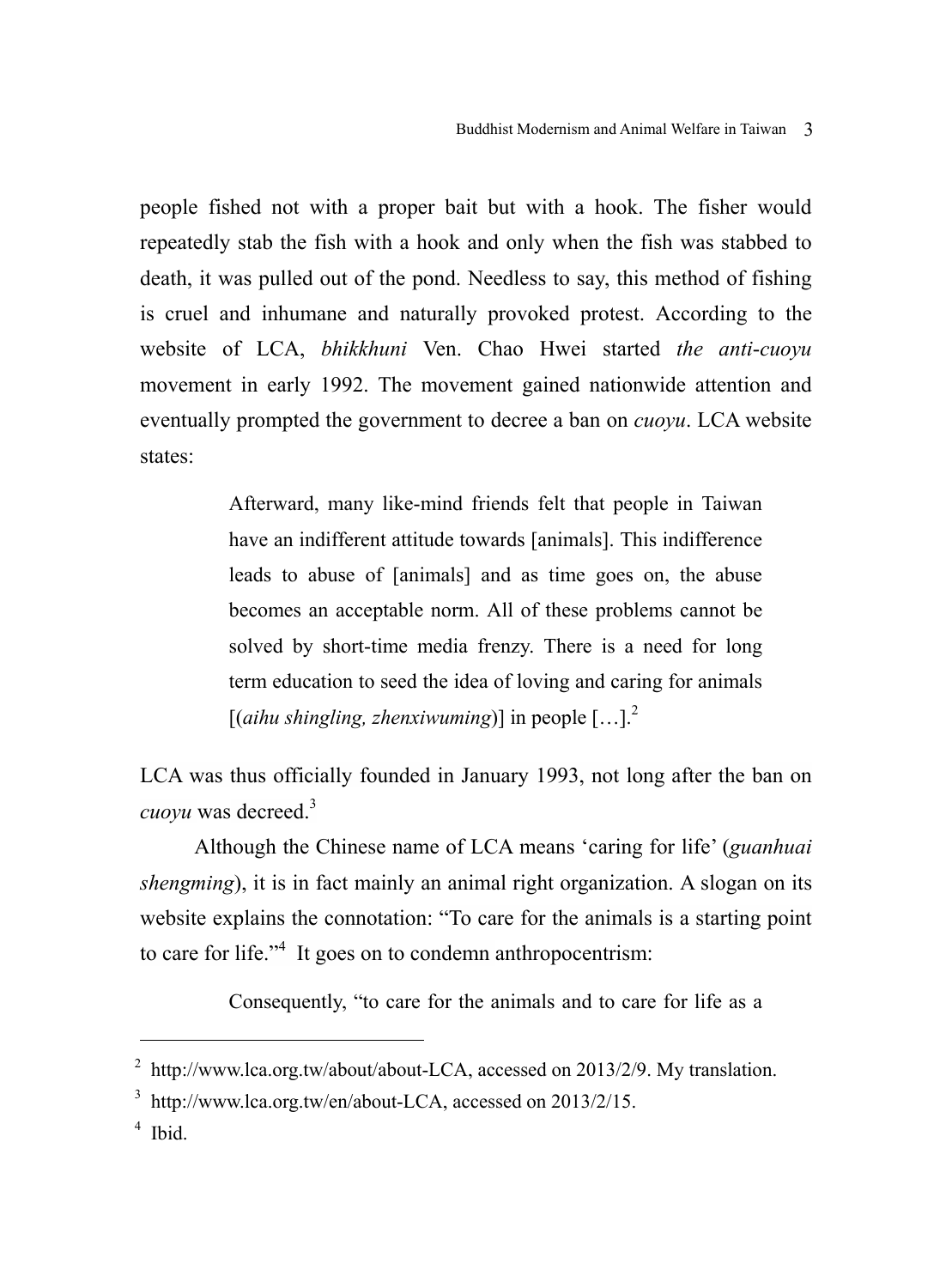people fished not with a proper bait but with a hook. The fisher would repeatedly stab the fish with a hook and only when the fish was stabbed to death, it was pulled out of the pond. Needless to say, this method of fishing is cruel and inhumane and naturally provoked protest. According to the website of LCA, *bhikkhuni* Ven. Chao Hwei started *the anti-cuoyu* movement in early 1992. The movement gained nationwide attention and eventually prompted the government to decree a ban on *cuoyu*. LCA website states:

> Afterward, many like-mind friends felt that people in Taiwan have an indifferent attitude towards [animals]. This indifference leads to abuse of [animals] and as time goes on, the abuse becomes an acceptable norm. All of these problems cannot be solved by short-time media frenzy. There is a need for long term education to seed the idea of loving and caring for animals [(*aihu shingling, zhenxiwuming*)] in people […].[2]

LCA was thus officially founded in January 1993, not long after the ban on *cuoyu* was decreed.[3]

Although the Chinese name of LCA means 'caring for life' (*guanhuai shengming*), it is in fact mainly an animal right organization. A slogan on its website explains the connotation: "To care for the animals is a starting point to care for life."[4] It goes on to condemn anthropocentrism:

> Consequently, "to care for the animals and to care for life as a

---

[2] http://www.lca.org.tw/about/about-LCA, accessed on 2013/2/9. My translation.

[3] http://www.lca.org.tw/en/about-LCA, accessed on 2013/2/15.

[4] Ibid.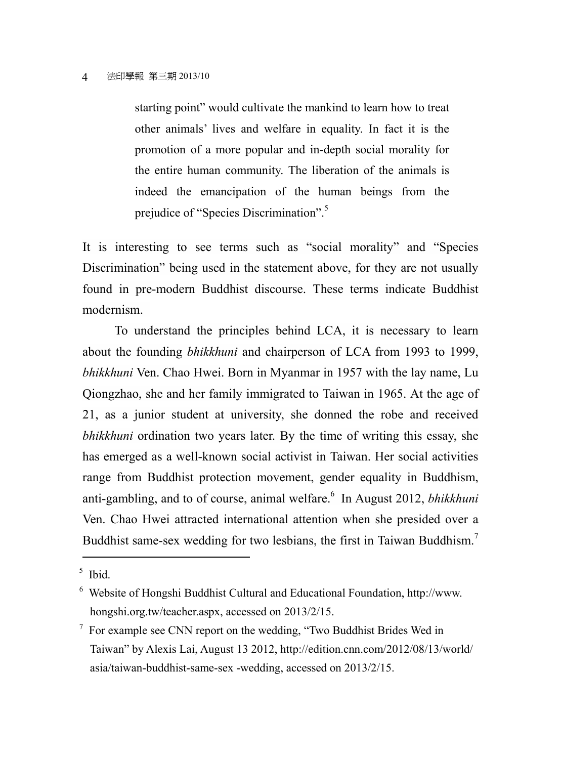> starting point" would cultivate the mankind to learn how to treat other animals' lives and welfare in equality. In fact it is the promotion of a more popular and in-depth social morality for the entire human community. The liberation of the animals is indeed the emancipation of the human beings from the prejudice of "Species Discrimination".[5]

It is interesting to see terms such as "social morality" and "Species Discrimination" being used in the statement above, for they are not usually found in pre-modern Buddhist discourse. These terms indicate Buddhist modernism.

To understand the principles behind LCA, it is necessary to learn about the founding *bhikkhuni* and chairperson of LCA from 1993 to 1999, *bhikkhuni* Ven. Chao Hwei. Born in Myanmar in 1957 with the lay name, Lu Qiongzhao, she and her family immigrated to Taiwan in 1965. At the age of 21, as a junior student at university, she donned the robe and received *bhikkhuni* ordination two years later. By the time of writing this essay, she has emerged as a well-known social activist in Taiwan. Her social activities range from Buddhist protection movement, gender equality in Buddhism, anti-gambling, and to of course, animal welfare.[6] In August 2012, *bhikkhuni* Ven. Chao Hwei attracted international attention when she presided over a Buddhist same-sex wedding for two lesbians, the first in Taiwan Buddhism.[7]

---

[5] Ibid.

[6] Website of Hongshi Buddhist Cultural and Educational Foundation, http://www.hongshi.org.tw/teacher.aspx, accessed on 2013/2/15.

[7] For example see CNN report on the wedding, "Two Buddhist Brides Wed in Taiwan" by Alexis Lai, August 13 2012, http://edition.cnn.com/2012/08/13/world/asia/taiwan-buddhist-same-sex -wedding, accessed on 2013/2/15.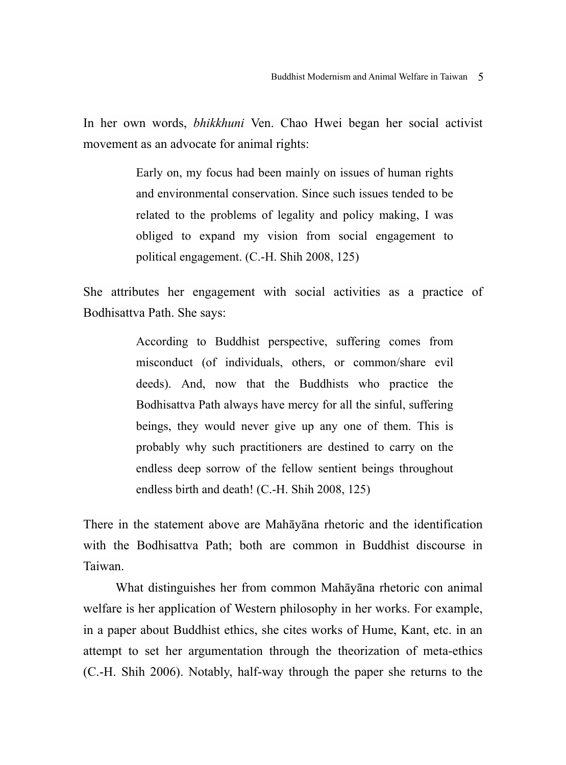In her own words, *bhikkhuni* Ven. Chao Hwei began her social activist movement as an advocate for animal rights:

> Early on, my focus had been mainly on issues of human rights and environmental conservation. Since such issues tended to be related to the problems of legality and policy making, I was obliged to expand my vision from social engagement to political engagement. (C.-H. Shih 2008, 125)

She attributes her engagement with social activities as a practice of Bodhisattva Path. She says:

> According to Buddhist perspective, suffering comes from misconduct (of individuals, others, or common/share evil deeds). And, now that the Buddhists who practice the Bodhisattva Path always have mercy for all the sinful, suffering beings, they would never give up any one of them. This is probably why such practitioners are destined to carry on the endless deep sorrow of the fellow sentient beings throughout endless birth and death! (C.-H. Shih 2008, 125)

There in the statement above are Mahāyāna rhetoric and the identification with the Bodhisattva Path; both are common in Buddhist discourse in Taiwan.

What distinguishes her from common Mahāyāna rhetoric con animal welfare is her application of Western philosophy in her works. For example, in a paper about Buddhist ethics, she cites works of Hume, Kant, etc. in an attempt to set her argumentation through the theorization of meta-ethics (C.-H. Shih 2006). Notably, half-way through the paper she returns to the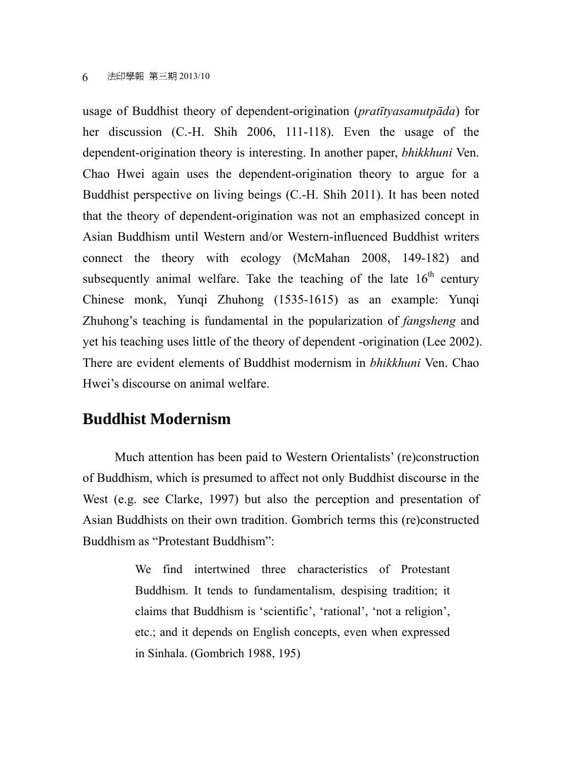usage of Buddhist theory of dependent-origination (*pratītyasamutpāda*) for her discussion (C.-H. Shih 2006, 111-118). Even the usage of the dependent-origination theory is interesting. In another paper, *bhikkhuni* Ven. Chao Hwei again uses the dependent-origination theory to argue for a Buddhist perspective on living beings (C.-H. Shih 2011). It has been noted that the theory of dependent-origination was not an emphasized concept in Asian Buddhism until Western and/or Western-influenced Buddhist writers connect the theory with ecology (McMahan 2008, 149-182) and subsequently animal welfare. Take the teaching of the late 16th century Chinese monk, Yunqi Zhuhong (1535-1615) as an example: Yunqi Zhuhong's teaching is fundamental in the popularization of *fangsheng* and yet his teaching uses little of the theory of dependent -origination (Lee 2002). There are evident elements of Buddhist modernism in *bhikkhuni* Ven. Chao Hwei's discourse on animal welfare.

## Buddhist Modernism

Much attention has been paid to Western Orientalists' (re)construction of Buddhism, which is presumed to affect not only Buddhist discourse in the West (e.g. see Clarke, 1997) but also the perception and presentation of Asian Buddhists on their own tradition. Gombrich terms this (re)constructed Buddhism as "Protestant Buddhism":

> We find intertwined three characteristics of Protestant Buddhism. It tends to fundamentalism, despising tradition; it claims that Buddhism is 'scientific', 'rational', 'not a religion', etc.; and it depends on English concepts, even when expressed in Sinhala. (Gombrich 1988, 195)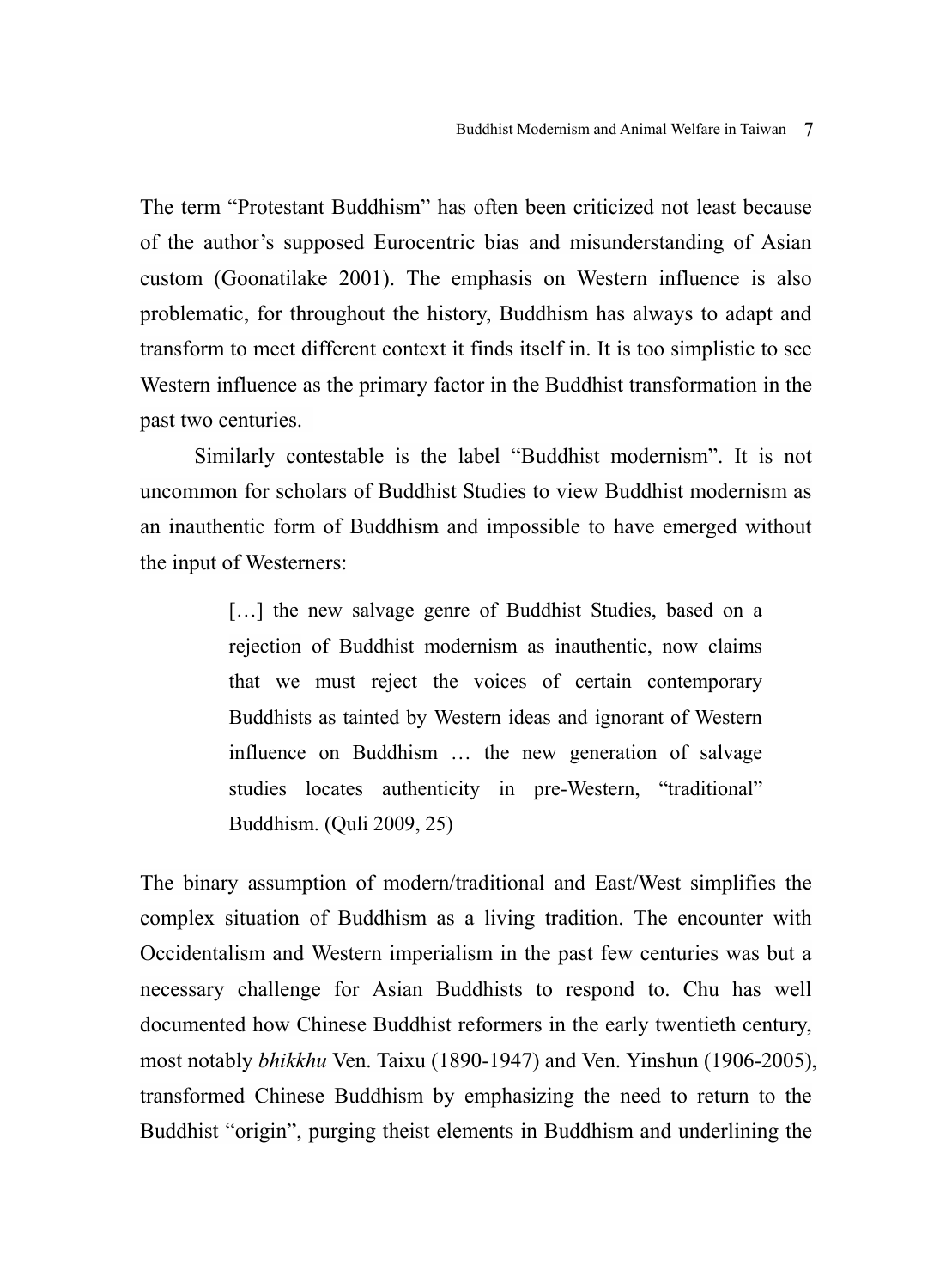The term “Protestant Buddhism” has often been criticized not least because of the author’s supposed Eurocentric bias and misunderstanding of Asian custom (Goonatilake 2001). The emphasis on Western influence is also problematic, for throughout the history, Buddhism has always to adapt and transform to meet different context it finds itself in. It is too simplistic to see Western influence as the primary factor in the Buddhist transformation in the past two centuries.

Similarly contestable is the label “Buddhist modernism”. It is not uncommon for scholars of Buddhist Studies to view Buddhist modernism as an inauthentic form of Buddhism and impossible to have emerged without the input of Westerners:

> […] the new salvage genre of Buddhist Studies, based on a rejection of Buddhist modernism as inauthentic, now claims that we must reject the voices of certain contemporary Buddhists as tainted by Western ideas and ignorant of Western influence on Buddhism … the new generation of salvage studies locates authenticity in pre-Western, “traditional” Buddhism. (Quli 2009, 25)

The binary assumption of modern/traditional and East/West simplifies the complex situation of Buddhism as a living tradition. The encounter with Occidentalism and Western imperialism in the past few centuries was but a necessary challenge for Asian Buddhists to respond to. Chu has well documented how Chinese Buddhist reformers in the early twentieth century, most notably *bhikkhu* Ven. Taixu (1890-1947) and Ven. Yinshun (1906-2005), transformed Chinese Buddhism by emphasizing the need to return to the Buddhist “origin”, purging theist elements in Buddhism and underlining the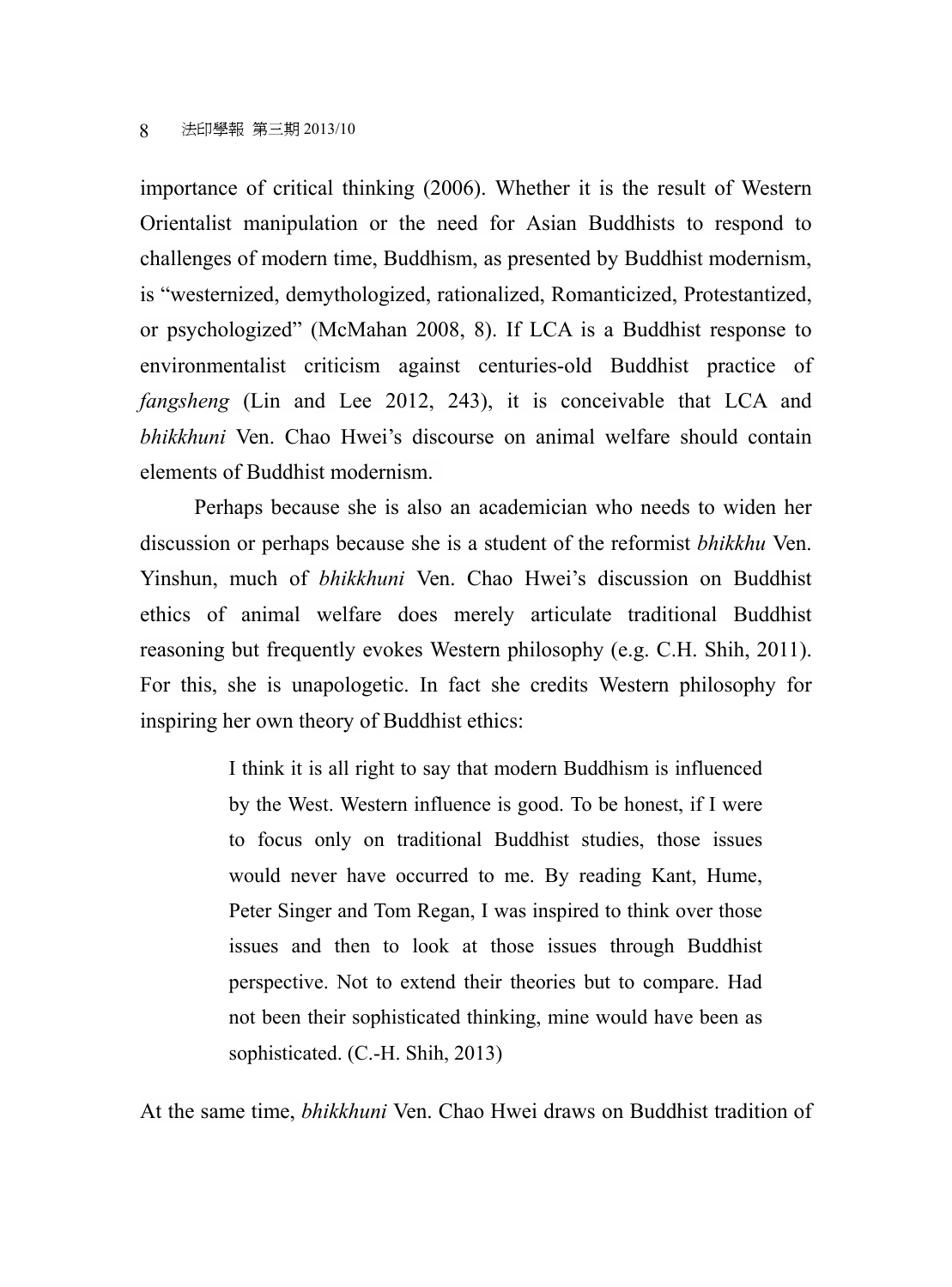importance of critical thinking (2006). Whether it is the result of Western Orientalist manipulation or the need for Asian Buddhists to respond to challenges of modern time, Buddhism, as presented by Buddhist modernism, is "westernized, demythologized, rationalized, Romanticized, Protestantized, or psychologized" (McMahan 2008, 8). If LCA is a Buddhist response to environmentalist criticism against centuries-old Buddhist practice of *fangsheng* (Lin and Lee 2012, 243), it is conceivable that LCA and *bhikkhuni* Ven. Chao Hwei's discourse on animal welfare should contain elements of Buddhist modernism.

Perhaps because she is also an academician who needs to widen her discussion or perhaps because she is a student of the reformist *bhikkhu* Ven. Yinshun, much of *bhikkhuni* Ven. Chao Hwei's discussion on Buddhist ethics of animal welfare does merely articulate traditional Buddhist reasoning but frequently evokes Western philosophy (e.g. C.H. Shih, 2011). For this, she is unapologetic. In fact she credits Western philosophy for inspiring her own theory of Buddhist ethics:

> I think it is all right to say that modern Buddhism is influenced by the West. Western influence is good. To be honest, if I were to focus only on traditional Buddhist studies, those issues would never have occurred to me. By reading Kant, Hume, Peter Singer and Tom Regan, I was inspired to think over those issues and then to look at those issues through Buddhist perspective. Not to extend their theories but to compare. Had not been their sophisticated thinking, mine would have been as sophisticated. (C.-H. Shih, 2013)

At the same time, *bhikkhuni* Ven. Chao Hwei draws on Buddhist tradition of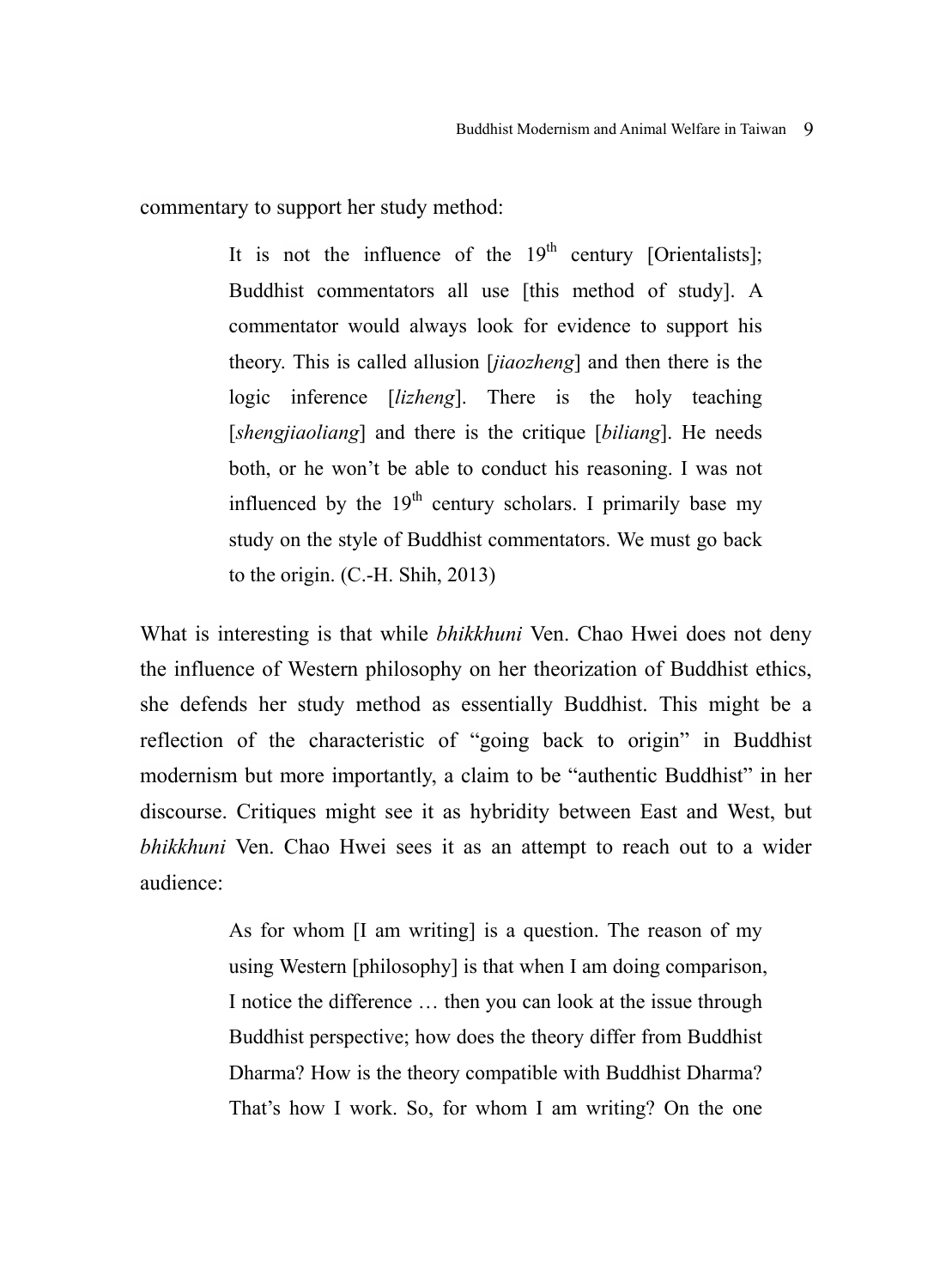commentary to support her study method:

> It is not the influence of the 19th century [Orientalists]; Buddhist commentators all use [this method of study]. A commentator would always look for evidence to support his theory. This is called allusion [*jiaozheng*] and then there is the logic inference [*lizheng*]. There is the holy teaching [*shengjiaoliang*] and there is the critique [*biliang*]. He needs both, or he won't be able to conduct his reasoning. I was not influenced by the 19th century scholars. I primarily base my study on the style of Buddhist commentators. We must go back to the origin. (C.-H. Shih, 2013)

What is interesting is that while *bhikkhuni* Ven. Chao Hwei does not deny the influence of Western philosophy on her theorization of Buddhist ethics, she defends her study method as essentially Buddhist. This might be a reflection of the characteristic of "going back to origin" in Buddhist modernism but more importantly, a claim to be "authentic Buddhist" in her discourse. Critiques might see it as hybridity between East and West, but *bhikkhuni* Ven. Chao Hwei sees it as an attempt to reach out to a wider audience:

> As for whom [I am writing] is a question. The reason of my using Western [philosophy] is that when I am doing comparison, I notice the difference … then you can look at the issue through Buddhist perspective; how does the theory differ from Buddhist Dharma? How is the theory compatible with Buddhist Dharma? That's how I work. So, for whom I am writing? On the one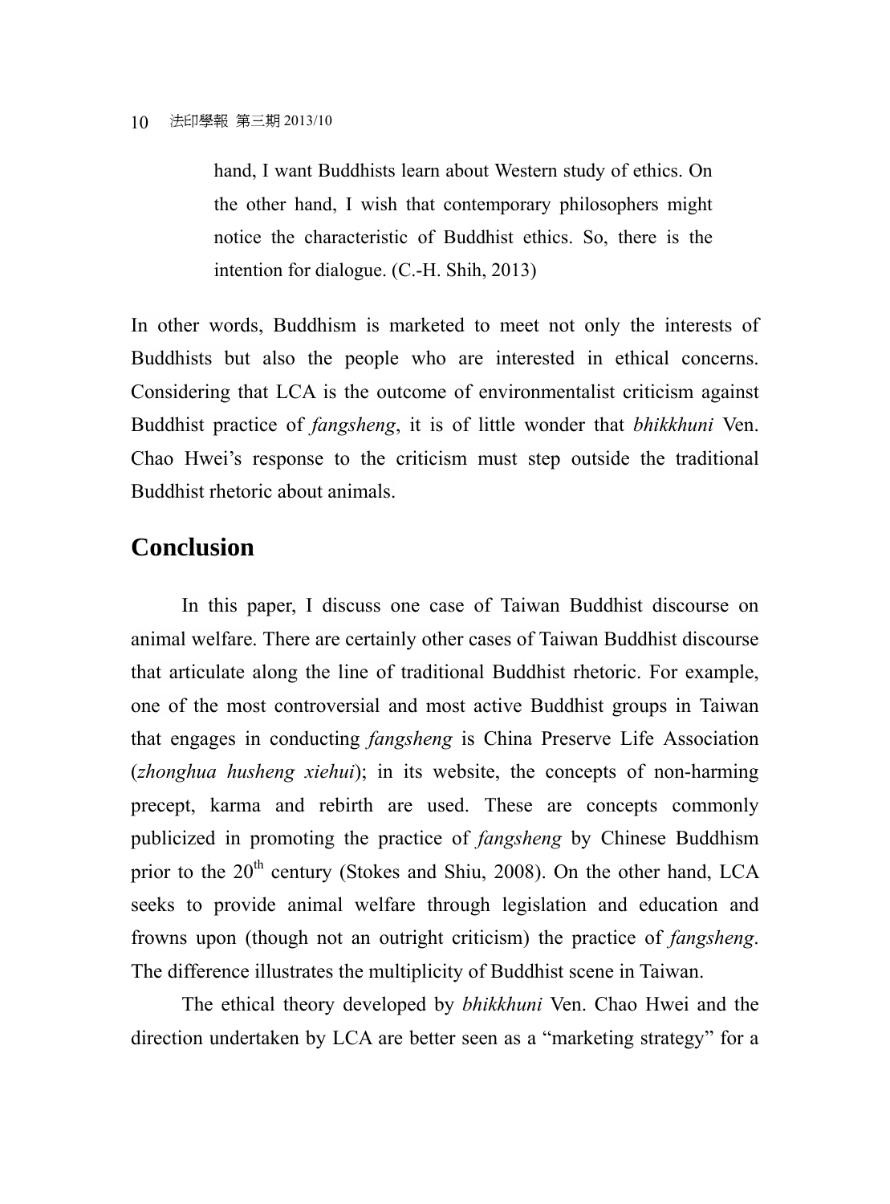> hand, I want Buddhists learn about Western study of ethics. On the other hand, I wish that contemporary philosophers might notice the characteristic of Buddhist ethics. So, there is the intention for dialogue. (C.-H. Shih, 2013)

In other words, Buddhism is marketed to meet not only the interests of Buddhists but also the people who are interested in ethical concerns. Considering that LCA is the outcome of environmentalist criticism against Buddhist practice of *fangsheng*, it is of little wonder that *bhikkhuni* Ven. Chao Hwei's response to the criticism must step outside the traditional Buddhist rhetoric about animals.

## Conclusion

In this paper, I discuss one case of Taiwan Buddhist discourse on animal welfare. There are certainly other cases of Taiwan Buddhist discourse that articulate along the line of traditional Buddhist rhetoric. For example, one of the most controversial and most active Buddhist groups in Taiwan that engages in conducting *fangsheng* is China Preserve Life Association (*zhonghua husheng xiehui*); in its website, the concepts of non-harming precept, karma and rebirth are used. These are concepts commonly publicized in promoting the practice of *fangsheng* by Chinese Buddhism prior to the 20th century (Stokes and Shiu, 2008). On the other hand, LCA seeks to provide animal welfare through legislation and education and frowns upon (though not an outright criticism) the practice of *fangsheng*. The difference illustrates the multiplicity of Buddhist scene in Taiwan.

The ethical theory developed by *bhikkhuni* Ven. Chao Hwei and the direction undertaken by LCA are better seen as a "marketing strategy" for a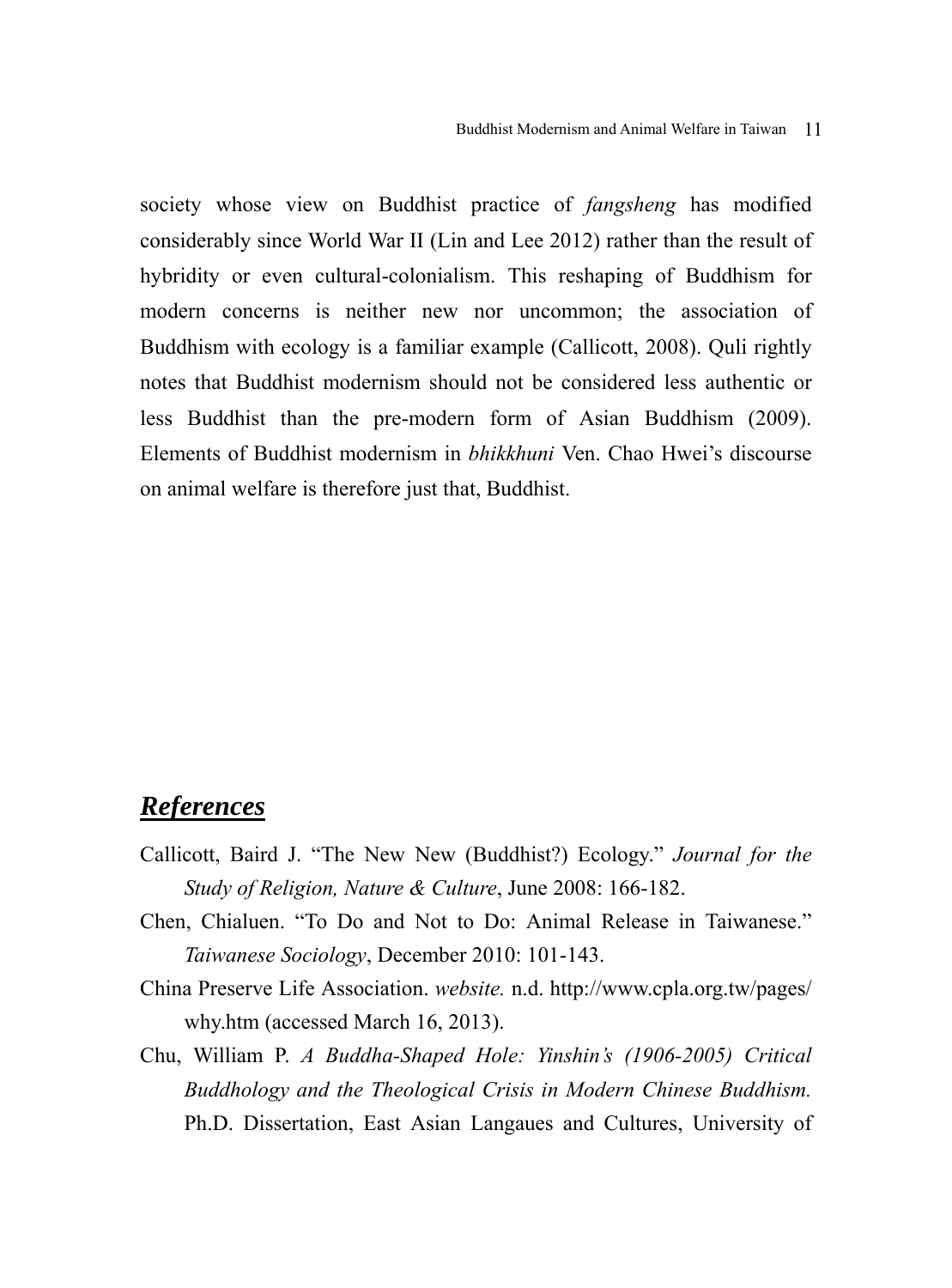society whose view on Buddhist practice of *fangsheng* has modified considerably since World War II (Lin and Lee 2012) rather than the result of hybridity or even cultural-colonialism. This reshaping of Buddhism for modern concerns is neither new nor uncommon; the association of Buddhism with ecology is a familiar example (Callicott, 2008). Quli rightly notes that Buddhist modernism should not be considered less authentic or less Buddhist than the pre-modern form of Asian Buddhism (2009). Elements of Buddhist modernism in *bhikkhuni* Ven. Chao Hwei's discourse on animal welfare is therefore just that, Buddhist.

## ***References***

Callicott, Baird J. "The New New (Buddhist?) Ecology." *Journal for the Study of Religion, Nature & Culture*, June 2008: 166-182.

Chen, Chialuen. "To Do and Not to Do: Animal Release in Taiwanese." *Taiwanese Sociology*, December 2010: 101-143.

China Preserve Life Association. *website.* n.d. http://www.cpla.org.tw/pages/why.htm (accessed March 16, 2013).

Chu, William P. *A Buddha-Shaped Hole: Yinshin's (1906-2005) Critical Buddhology and the Theological Crisis in Modern Chinese Buddhism.* Ph.D. Dissertation, East Asian Langaues and Cultures, University of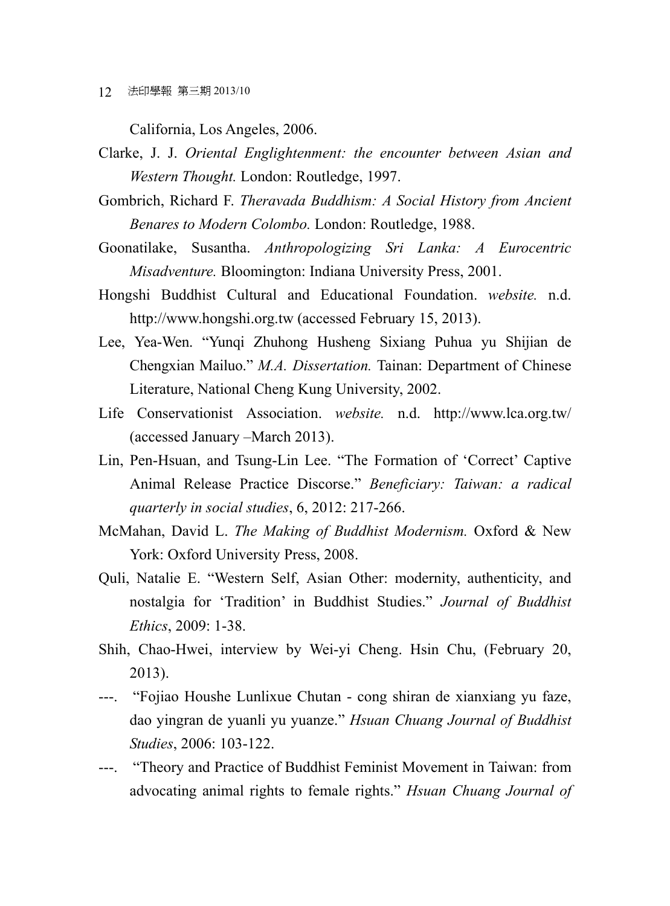California, Los Angeles, 2006.

Clarke, J. J. *Oriental Englightenment: the encounter between Asian and Western Thought.* London: Routledge, 1997.

Gombrich, Richard F. *Theravada Buddhism: A Social History from Ancient Benares to Modern Colombo.* London: Routledge, 1988.

Goonatilake, Susantha. *Anthropologizing Sri Lanka: A Eurocentric Misadventure.* Bloomington: Indiana University Press, 2001.

Hongshi Buddhist Cultural and Educational Foundation. *website.* n.d. http://www.hongshi.org.tw (accessed February 15, 2013).

Lee, Yea-Wen. "Yunqi Zhuhong Husheng Sixiang Puhua yu Shijian de Chengxian Mailuo." *M.A. Dissertation.* Tainan: Department of Chinese Literature, National Cheng Kung University, 2002.

Life Conservationist Association. *website.* n.d. http://www.lca.org.tw/ (accessed January –March 2013).

Lin, Pen-Hsuan, and Tsung-Lin Lee. "The Formation of 'Correct' Captive Animal Release Practice Discorse." *Beneficiary: Taiwan: a radical quarterly in social studies*, 6, 2012: 217-266.

McMahan, David L. *The Making of Buddhist Modernism.* Oxford & New York: Oxford University Press, 2008.

Quli, Natalie E. "Western Self, Asian Other: modernity, authenticity, and nostalgia for 'Tradition' in Buddhist Studies." *Journal of Buddhist Ethics*, 2009: 1-38.

Shih, Chao-Hwei, interview by Wei-yi Cheng. Hsin Chu, (February 20, 2013).

---. "Fojiao Houshe Lunlixue Chutan - cong shiran de xianxiang yu faze, dao yingran de yuanli yu yuanze." *Hsuan Chuang Journal of Buddhist Studies*, 2006: 103-122.

---. "Theory and Practice of Buddhist Feminist Movement in Taiwan: from advocating animal rights to female rights." *Hsuan Chuang Journal of*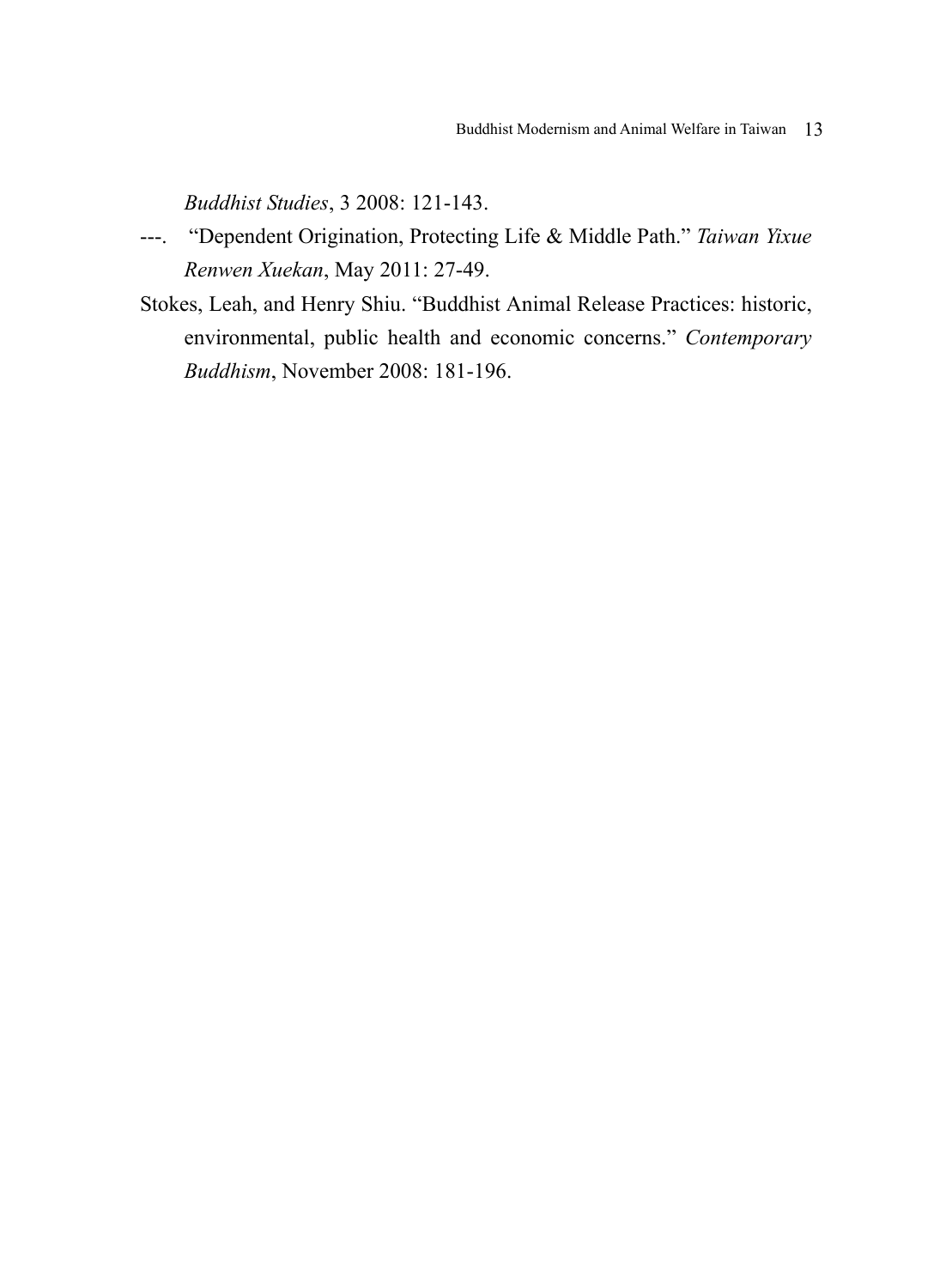*Buddhist Studies*, 3 2008: 121-143.

---. "Dependent Origination, Protecting Life & Middle Path." *Taiwan Yixue Renwen Xuekan*, May 2011: 27-49.

Stokes, Leah, and Henry Shiu. "Buddhist Animal Release Practices: historic, environmental, public health and economic concerns." *Contemporary Buddhism*, November 2008: 181-196.